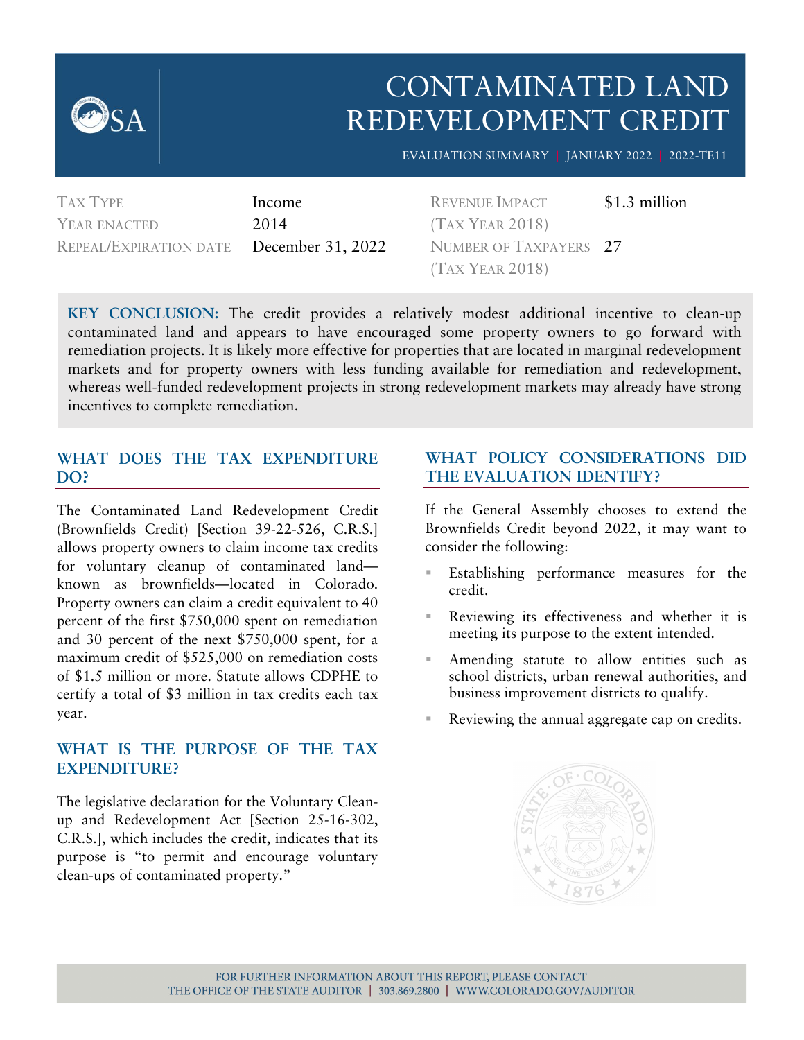# CONTAMINATED LAND REDEVELOPMENT CREDIT

EVALUATION SUMMARY | JANUARY 2022 | 2022-TE11

| | | | |
|---|---|---|---|
| TAX TYPE | Income | REVENUE IMPACT (TAX YEAR 2018) | $1.3 million |
| YEAR ENACTED | 2014 | NUMBER OF TAXPAYERS (TAX YEAR 2018) | 27 |
| REPEAL/EXPIRATION DATE | December 31, 2022 | | |

**KEY CONCLUSION:** The credit provides a relatively modest additional incentive to clean-up contaminated land and appears to have encouraged some property owners to go forward with remediation projects. It is likely more effective for properties that are located in marginal redevelopment markets and for property owners with less funding available for remediation and redevelopment, whereas well-funded redevelopment projects in strong redevelopment markets may already have strong incentives to complete remediation.

## WHAT DOES THE TAX EXPENDITURE DO?

The Contaminated Land Redevelopment Credit (Brownfields Credit) [Section 39-22-526, C.R.S.] allows property owners to claim income tax credits for voluntary cleanup of contaminated land—known as brownfields—located in Colorado. Property owners can claim a credit equivalent to 40 percent of the first $750,000 spent on remediation and 30 percent of the next $750,000 spent, for a maximum credit of $525,000 on remediation costs of $1.5 million or more. Statute allows CDPHE to certify a total of $3 million in tax credits each tax year.

## WHAT IS THE PURPOSE OF THE TAX EXPENDITURE?

The legislative declaration for the Voluntary Clean-up and Redevelopment Act [Section 25-16-302, C.R.S.], which includes the credit, indicates that its purpose is "to permit and encourage voluntary clean-ups of contaminated property."

## WHAT POLICY CONSIDERATIONS DID THE EVALUATION IDENTIFY?

If the General Assembly chooses to extend the Brownfields Credit beyond 2022, it may want to consider the following:

- Establishing performance measures for the credit.
- Reviewing its effectiveness and whether it is meeting its purpose to the extent intended.
- Amending statute to allow entities such as school districts, urban renewal authorities, and business improvement districts to qualify.
- Reviewing the annual aggregate cap on credits.

FOR FURTHER INFORMATION ABOUT THIS REPORT, PLEASE CONTACT THE OFFICE OF THE STATE AUDITOR | 303.869.2800 | WWW.COLORADO.GOV/AUDITOR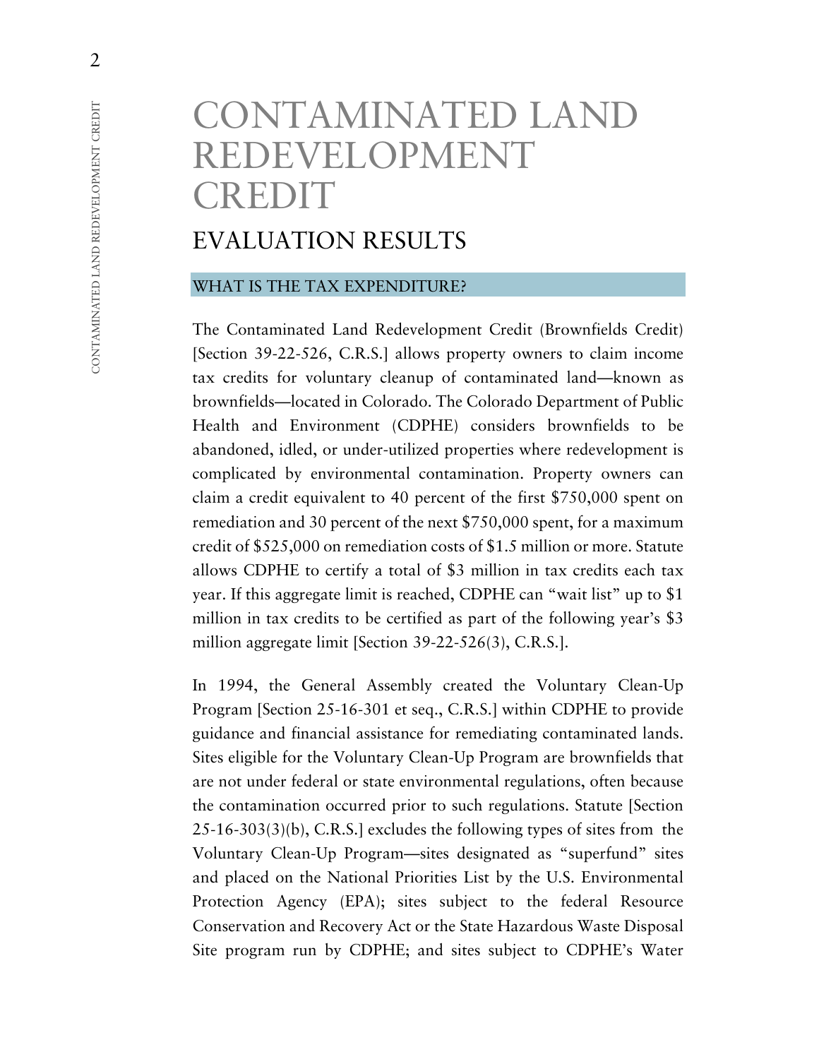# CONTAMINATED LAND REDEVELOPMENT CREDIT

## EVALUATION RESULTS

### WHAT IS THE TAX EXPENDITURE?

The Contaminated Land Redevelopment Credit (Brownfields Credit) [Section 39-22-526, C.R.S.] allows property owners to claim income tax credits for voluntary cleanup of contaminated land—known as brownfields—located in Colorado. The Colorado Department of Public Health and Environment (CDPHE) considers brownfields to be abandoned, idled, or under-utilized properties where redevelopment is complicated by environmental contamination. Property owners can claim a credit equivalent to 40 percent of the first $750,000 spent on remediation and 30 percent of the next $750,000 spent, for a maximum credit of $525,000 on remediation costs of $1.5 million or more. Statute allows CDPHE to certify a total of $3 million in tax credits each tax year. If this aggregate limit is reached, CDPHE can "wait list" up to $1 million in tax credits to be certified as part of the following year's $3 million aggregate limit [Section 39-22-526(3), C.R.S.].

In 1994, the General Assembly created the Voluntary Clean-Up Program [Section 25-16-301 et seq., C.R.S.] within CDPHE to provide guidance and financial assistance for remediating contaminated lands. Sites eligible for the Voluntary Clean-Up Program are brownfields that are not under federal or state environmental regulations, often because the contamination occurred prior to such regulations. Statute [Section 25-16-303(3)(b), C.R.S.] excludes the following types of sites from the Voluntary Clean-Up Program—sites designated as "superfund" sites and placed on the National Priorities List by the U.S. Environmental Protection Agency (EPA); sites subject to the federal Resource Conservation and Recovery Act or the State Hazardous Waste Disposal Site program run by CDPHE; and sites subject to CDPHE's Water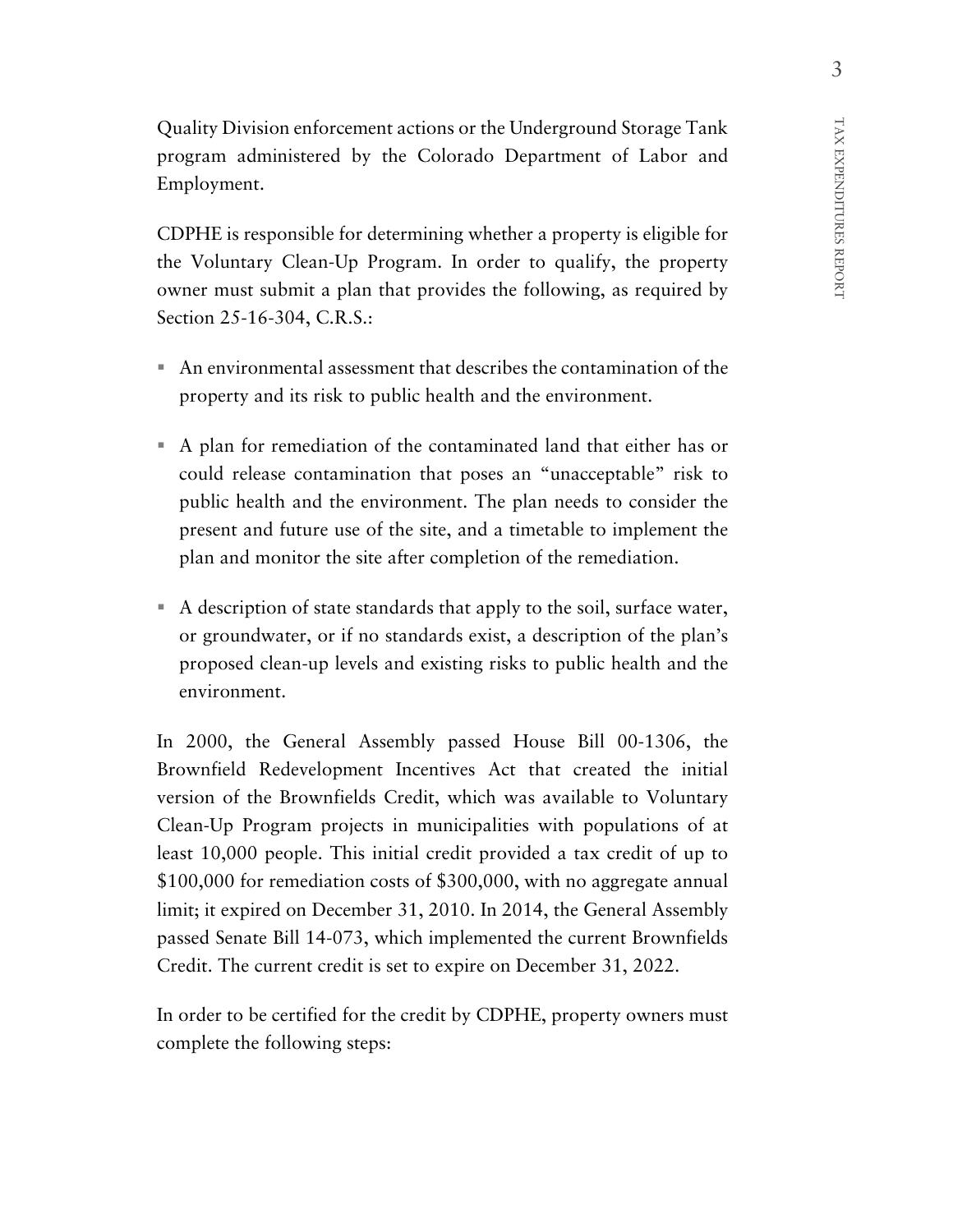Quality Division enforcement actions or the Underground Storage Tank program administered by the Colorado Department of Labor and Employment.

CDPHE is responsible for determining whether a property is eligible for the Voluntary Clean-Up Program. In order to qualify, the property owner must submit a plan that provides the following, as required by Section 25-16-304, C.R.S.:

- An environmental assessment that describes the contamination of the property and its risk to public health and the environment.
- A plan for remediation of the contaminated land that either has or could release contamination that poses an "unacceptable" risk to public health and the environment. The plan needs to consider the present and future use of the site, and a timetable to implement the plan and monitor the site after completion of the remediation.
- A description of state standards that apply to the soil, surface water, or groundwater, or if no standards exist, a description of the plan's proposed clean-up levels and existing risks to public health and the environment.

In 2000, the General Assembly passed House Bill 00-1306, the Brownfield Redevelopment Incentives Act that created the initial version of the Brownfields Credit, which was available to Voluntary Clean-Up Program projects in municipalities with populations of at least 10,000 people. This initial credit provided a tax credit of up to $100,000 for remediation costs of $300,000, with no aggregate annual limit; it expired on December 31, 2010. In 2014, the General Assembly passed Senate Bill 14-073, which implemented the current Brownfields Credit. The current credit is set to expire on December 31, 2022.

In order to be certified for the credit by CDPHE, property owners must complete the following steps: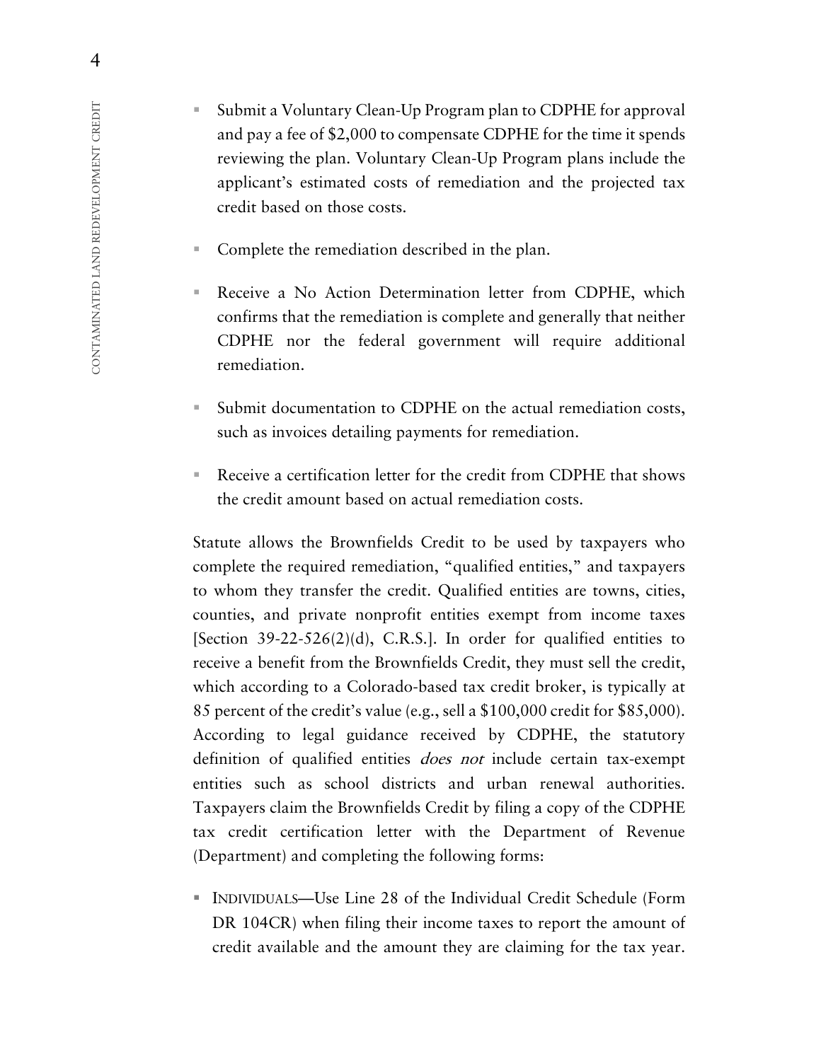- Submit a Voluntary Clean-Up Program plan to CDPHE for approval and pay a fee of $2,000 to compensate CDPHE for the time it spends reviewing the plan. Voluntary Clean-Up Program plans include the applicant's estimated costs of remediation and the projected tax credit based on those costs.

- Complete the remediation described in the plan.

- Receive a No Action Determination letter from CDPHE, which confirms that the remediation is complete and generally that neither CDPHE nor the federal government will require additional remediation.

- Submit documentation to CDPHE on the actual remediation costs, such as invoices detailing payments for remediation.

- Receive a certification letter for the credit from CDPHE that shows the credit amount based on actual remediation costs.

Statute allows the Brownfields Credit to be used by taxpayers who complete the required remediation, "qualified entities," and taxpayers to whom they transfer the credit. Qualified entities are towns, cities, counties, and private nonprofit entities exempt from income taxes [Section 39-22-526(2)(d), C.R.S.]. In order for qualified entities to receive a benefit from the Brownfields Credit, they must sell the credit, which according to a Colorado-based tax credit broker, is typically at 85 percent of the credit's value (e.g., sell a $100,000 credit for $85,000). According to legal guidance received by CDPHE, the statutory definition of qualified entities *does not* include certain tax-exempt entities such as school districts and urban renewal authorities. Taxpayers claim the Brownfields Credit by filing a copy of the CDPHE tax credit certification letter with the Department of Revenue (Department) and completing the following forms:

- INDIVIDUALS—Use Line 28 of the Individual Credit Schedule (Form DR 104CR) when filing their income taxes to report the amount of credit available and the amount they are claiming for the tax year.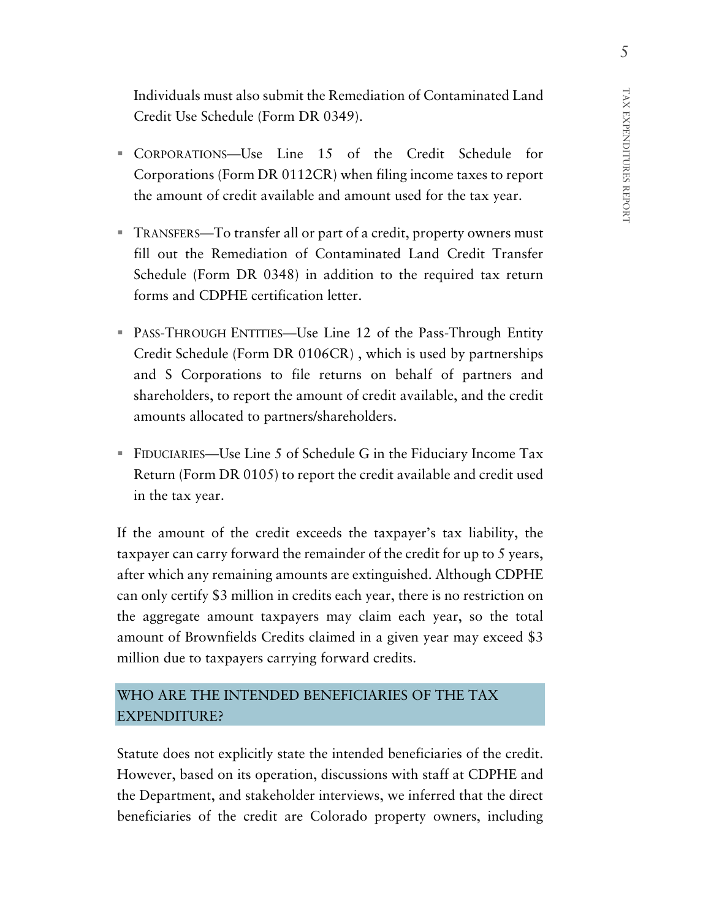Individuals must also submit the Remediation of Contaminated Land Credit Use Schedule (Form DR 0349).

- CORPORATIONS—Use Line 15 of the Credit Schedule for Corporations (Form DR 0112CR) when filing income taxes to report the amount of credit available and amount used for the tax year.

- TRANSFERS—To transfer all or part of a credit, property owners must fill out the Remediation of Contaminated Land Credit Transfer Schedule (Form DR 0348) in addition to the required tax return forms and CDPHE certification letter.

- PASS-THROUGH ENTITIES—Use Line 12 of the Pass-Through Entity Credit Schedule (Form DR 0106CR) , which is used by partnerships and S Corporations to file returns on behalf of partners and shareholders, to report the amount of credit available, and the credit amounts allocated to partners/shareholders.

- FIDUCIARIES—Use Line 5 of Schedule G in the Fiduciary Income Tax Return (Form DR 0105) to report the credit available and credit used in the tax year.

If the amount of the credit exceeds the taxpayer's tax liability, the taxpayer can carry forward the remainder of the credit for up to 5 years, after which any remaining amounts are extinguished. Although CDPHE can only certify $3 million in credits each year, there is no restriction on the aggregate amount taxpayers may claim each year, so the total amount of Brownfields Credits claimed in a given year may exceed $3 million due to taxpayers carrying forward credits.

## WHO ARE THE INTENDED BENEFICIARIES OF THE TAX EXPENDITURE?

Statute does not explicitly state the intended beneficiaries of the credit. However, based on its operation, discussions with staff at CDPHE and the Department, and stakeholder interviews, we inferred that the direct beneficiaries of the credit are Colorado property owners, including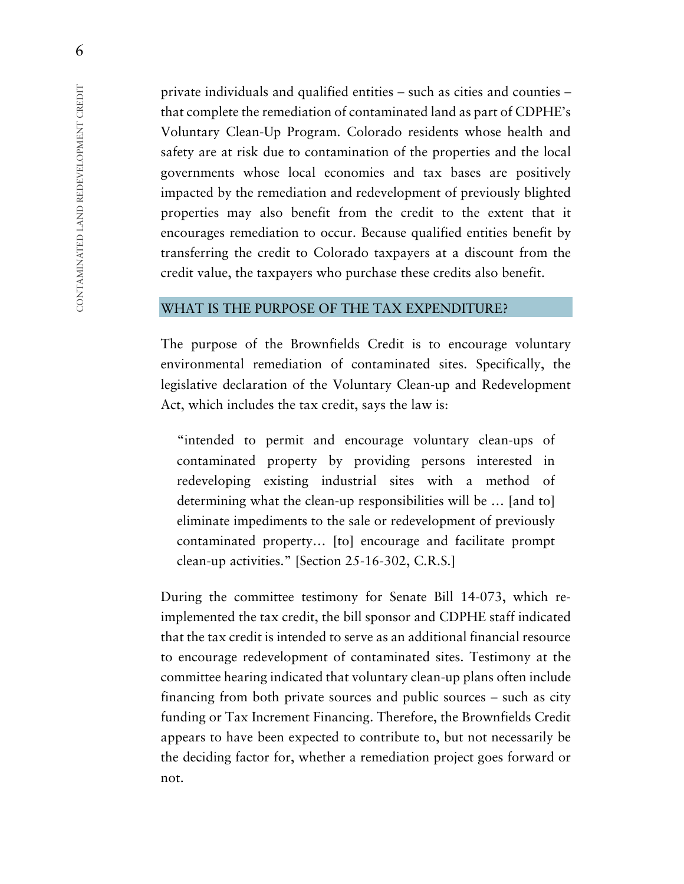private individuals and qualified entities – such as cities and counties – that complete the remediation of contaminated land as part of CDPHE's Voluntary Clean-Up Program. Colorado residents whose health and safety are at risk due to contamination of the properties and the local governments whose local economies and tax bases are positively impacted by the remediation and redevelopment of previously blighted properties may also benefit from the credit to the extent that it encourages remediation to occur. Because qualified entities benefit by transferring the credit to Colorado taxpayers at a discount from the credit value, the taxpayers who purchase these credits also benefit.

## WHAT IS THE PURPOSE OF THE TAX EXPENDITURE?

The purpose of the Brownfields Credit is to encourage voluntary environmental remediation of contaminated sites. Specifically, the legislative declaration of the Voluntary Clean-up and Redevelopment Act, which includes the tax credit, says the law is:

> "intended to permit and encourage voluntary clean-ups of contaminated property by providing persons interested in redeveloping existing industrial sites with a method of determining what the clean-up responsibilities will be … [and to] eliminate impediments to the sale or redevelopment of previously contaminated property… [to] encourage and facilitate prompt clean-up activities." [Section 25-16-302, C.R.S.]

During the committee testimony for Senate Bill 14-073, which re-implemented the tax credit, the bill sponsor and CDPHE staff indicated that the tax credit is intended to serve as an additional financial resource to encourage redevelopment of contaminated sites. Testimony at the committee hearing indicated that voluntary clean-up plans often include financing from both private sources and public sources – such as city funding or Tax Increment Financing. Therefore, the Brownfields Credit appears to have been expected to contribute to, but not necessarily be the deciding factor for, whether a remediation project goes forward or not.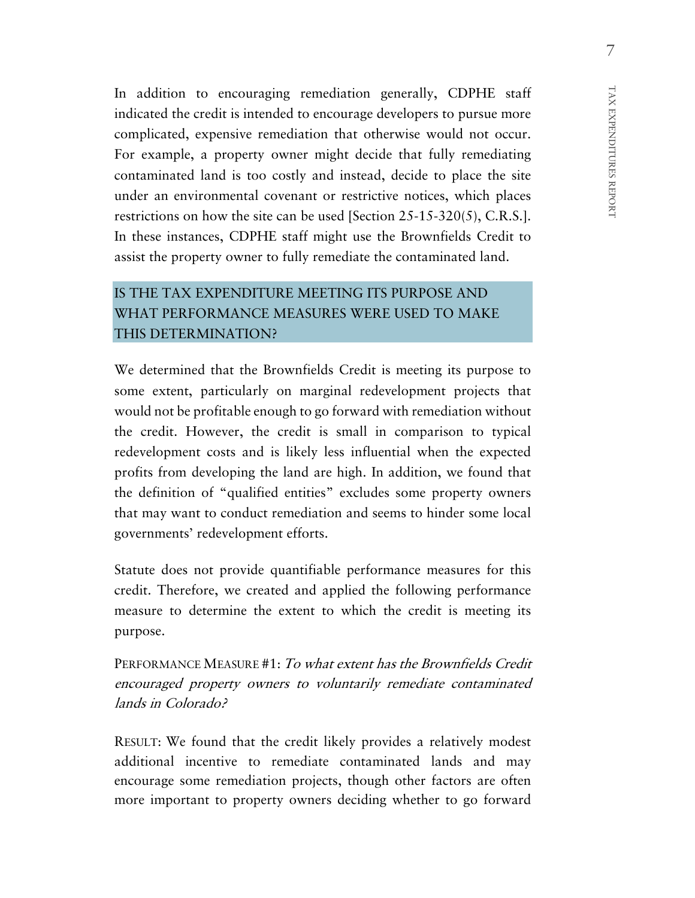In addition to encouraging remediation generally, CDPHE staff indicated the credit is intended to encourage developers to pursue more complicated, expensive remediation that otherwise would not occur. For example, a property owner might decide that fully remediating contaminated land is too costly and instead, decide to place the site under an environmental covenant or restrictive notices, which places restrictions on how the site can be used [Section 25-15-320(5), C.R.S.]. In these instances, CDPHE staff might use the Brownfields Credit to assist the property owner to fully remediate the contaminated land.

## IS THE TAX EXPENDITURE MEETING ITS PURPOSE AND WHAT PERFORMANCE MEASURES WERE USED TO MAKE THIS DETERMINATION?

We determined that the Brownfields Credit is meeting its purpose to some extent, particularly on marginal redevelopment projects that would not be profitable enough to go forward with remediation without the credit. However, the credit is small in comparison to typical redevelopment costs and is likely less influential when the expected profits from developing the land are high. In addition, we found that the definition of "qualified entities" excludes some property owners that may want to conduct remediation and seems to hinder some local governments' redevelopment efforts.

Statute does not provide quantifiable performance measures for this credit. Therefore, we created and applied the following performance measure to determine the extent to which the credit is meeting its purpose.

PERFORMANCE MEASURE #1: *To what extent has the Brownfields Credit encouraged property owners to voluntarily remediate contaminated lands in Colorado?*

RESULT: We found that the credit likely provides a relatively modest additional incentive to remediate contaminated lands and may encourage some remediation projects, though other factors are often more important to property owners deciding whether to go forward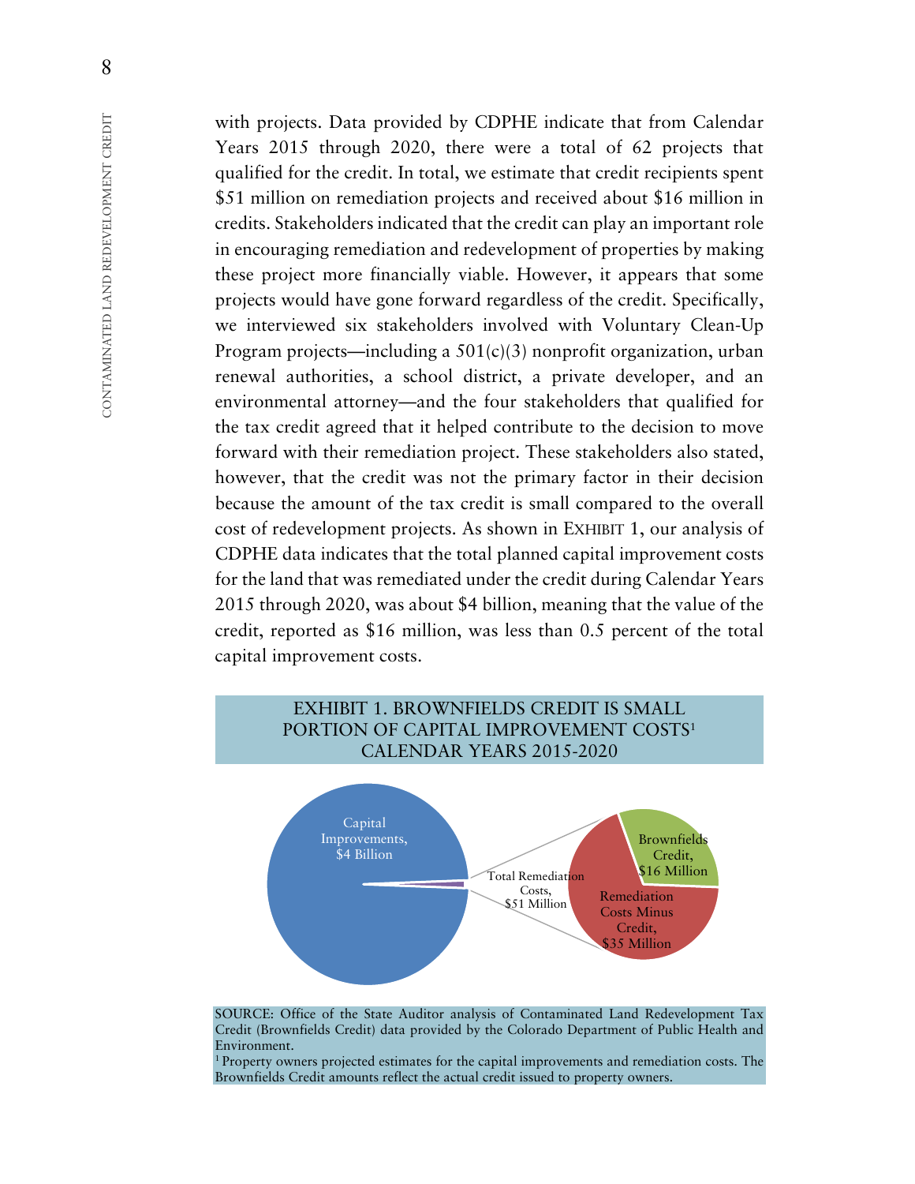with projects. Data provided by CDPHE indicate that from Calendar Years 2015 through 2020, there were a total of 62 projects that qualified for the credit. In total, we estimate that credit recipients spent $51 million on remediation projects and received about $16 million in credits. Stakeholders indicated that the credit can play an important role in encouraging remediation and redevelopment of properties by making these project more financially viable. However, it appears that some projects would have gone forward regardless of the credit. Specifically, we interviewed six stakeholders involved with Voluntary Clean-Up Program projects—including a 501(c)(3) nonprofit organization, urban renewal authorities, a school district, a private developer, and an environmental attorney—and the four stakeholders that qualified for the tax credit agreed that it helped contribute to the decision to move forward with their remediation project. These stakeholders also stated, however, that the credit was not the primary factor in their decision because the amount of the tax credit is small compared to the overall cost of redevelopment projects. As shown in EXHIBIT 1, our analysis of CDPHE data indicates that the total planned capital improvement costs for the land that was remediated under the credit during Calendar Years 2015 through 2020, was about $4 billion, meaning that the value of the credit, reported as $16 million, was less than 0.5 percent of the total capital improvement costs.

**EXHIBIT 1. BROWNFIELDS CREDIT IS SMALL PORTION OF CAPITAL IMPROVEMENT COSTS[1] CALENDAR YEARS 2015-2020**

Capital Improvements, $4 Billion

Total Remediation Costs, $51 Million

Brownfields Credit, $16 Million

Remediation Costs Minus Credit, $35 Million

SOURCE: Office of the State Auditor analysis of Contaminated Land Redevelopment Tax Credit (Brownfields Credit) data provided by the Colorado Department of Public Health and Environment.

[1] Property owners projected estimates for the capital improvements and remediation costs. The Brownfields Credit amounts reflect the actual credit issued to property owners.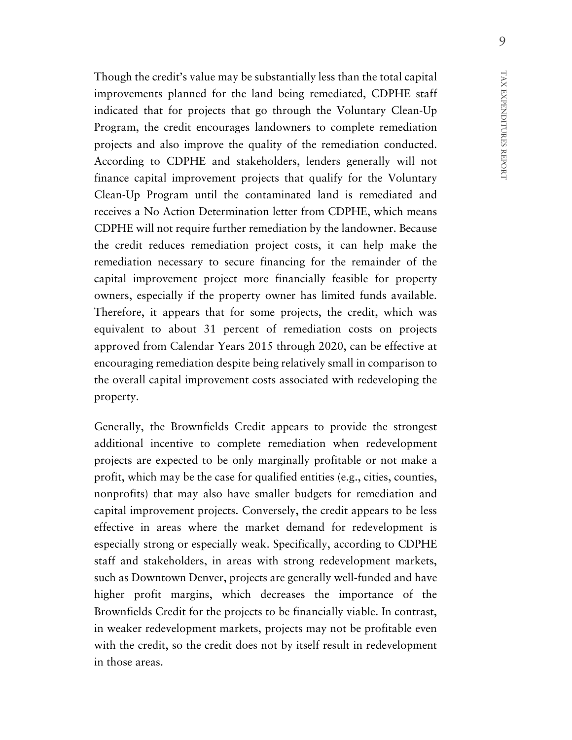Though the credit's value may be substantially less than the total capital improvements planned for the land being remediated, CDPHE staff indicated that for projects that go through the Voluntary Clean-Up Program, the credit encourages landowners to complete remediation projects and also improve the quality of the remediation conducted. According to CDPHE and stakeholders, lenders generally will not finance capital improvement projects that qualify for the Voluntary Clean-Up Program until the contaminated land is remediated and receives a No Action Determination letter from CDPHE, which means CDPHE will not require further remediation by the landowner. Because the credit reduces remediation project costs, it can help make the remediation necessary to secure financing for the remainder of the capital improvement project more financially feasible for property owners, especially if the property owner has limited funds available. Therefore, it appears that for some projects, the credit, which was equivalent to about 31 percent of remediation costs on projects approved from Calendar Years 2015 through 2020, can be effective at encouraging remediation despite being relatively small in comparison to the overall capital improvement costs associated with redeveloping the property.

Generally, the Brownfields Credit appears to provide the strongest additional incentive to complete remediation when redevelopment projects are expected to be only marginally profitable or not make a profit, which may be the case for qualified entities (e.g., cities, counties, nonprofits) that may also have smaller budgets for remediation and capital improvement projects. Conversely, the credit appears to be less effective in areas where the market demand for redevelopment is especially strong or especially weak. Specifically, according to CDPHE staff and stakeholders, in areas with strong redevelopment markets, such as Downtown Denver, projects are generally well-funded and have higher profit margins, which decreases the importance of the Brownfields Credit for the projects to be financially viable. In contrast, in weaker redevelopment markets, projects may not be profitable even with the credit, so the credit does not by itself result in redevelopment in those areas.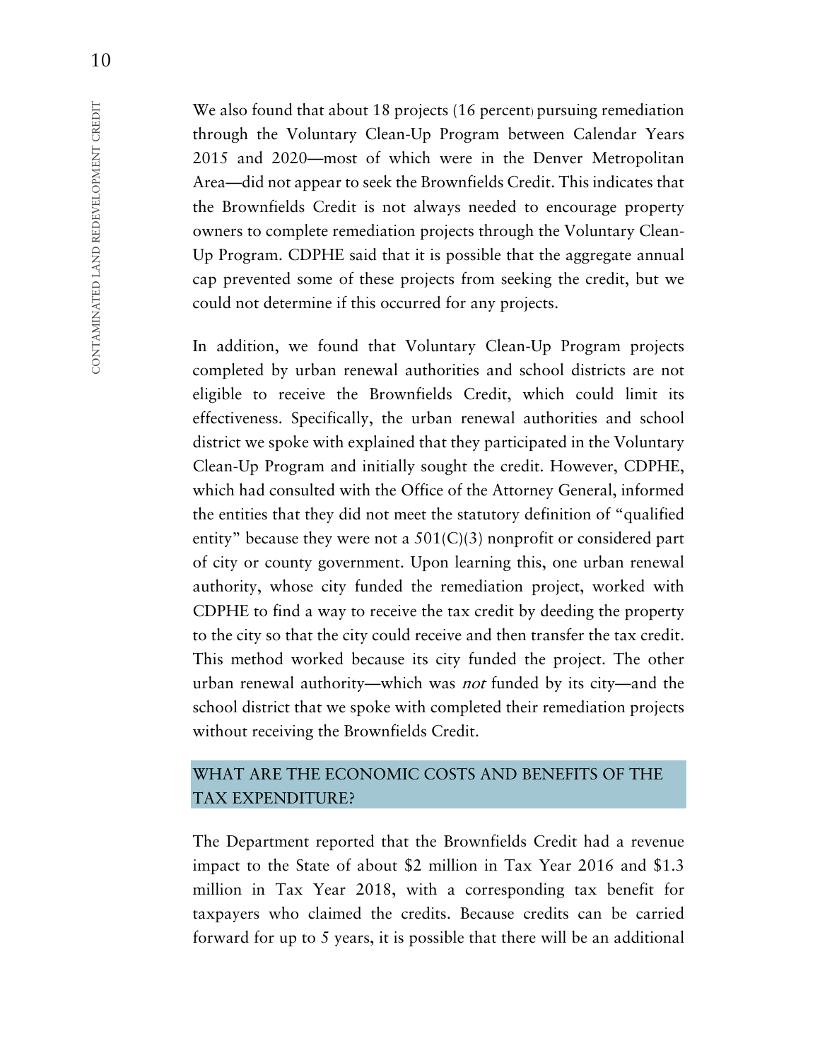We also found that about 18 projects (16 percent) pursuing remediation through the Voluntary Clean-Up Program between Calendar Years 2015 and 2020—most of which were in the Denver Metropolitan Area—did not appear to seek the Brownfields Credit. This indicates that the Brownfields Credit is not always needed to encourage property owners to complete remediation projects through the Voluntary Clean-Up Program. CDPHE said that it is possible that the aggregate annual cap prevented some of these projects from seeking the credit, but we could not determine if this occurred for any projects.

In addition, we found that Voluntary Clean-Up Program projects completed by urban renewal authorities and school districts are not eligible to receive the Brownfields Credit, which could limit its effectiveness. Specifically, the urban renewal authorities and school district we spoke with explained that they participated in the Voluntary Clean-Up Program and initially sought the credit. However, CDPHE, which had consulted with the Office of the Attorney General, informed the entities that they did not meet the statutory definition of "qualified entity" because they were not a 501(C)(3) nonprofit or considered part of city or county government. Upon learning this, one urban renewal authority, whose city funded the remediation project, worked with CDPHE to find a way to receive the tax credit by deeding the property to the city so that the city could receive and then transfer the tax credit. This method worked because its city funded the project. The other urban renewal authority—which was *not* funded by its city—and the school district that we spoke with completed their remediation projects without receiving the Brownfields Credit.

## WHAT ARE THE ECONOMIC COSTS AND BENEFITS OF THE TAX EXPENDITURE?

The Department reported that the Brownfields Credit had a revenue impact to the State of about $2 million in Tax Year 2016 and $1.3 million in Tax Year 2018, with a corresponding tax benefit for taxpayers who claimed the credits. Because credits can be carried forward for up to 5 years, it is possible that there will be an additional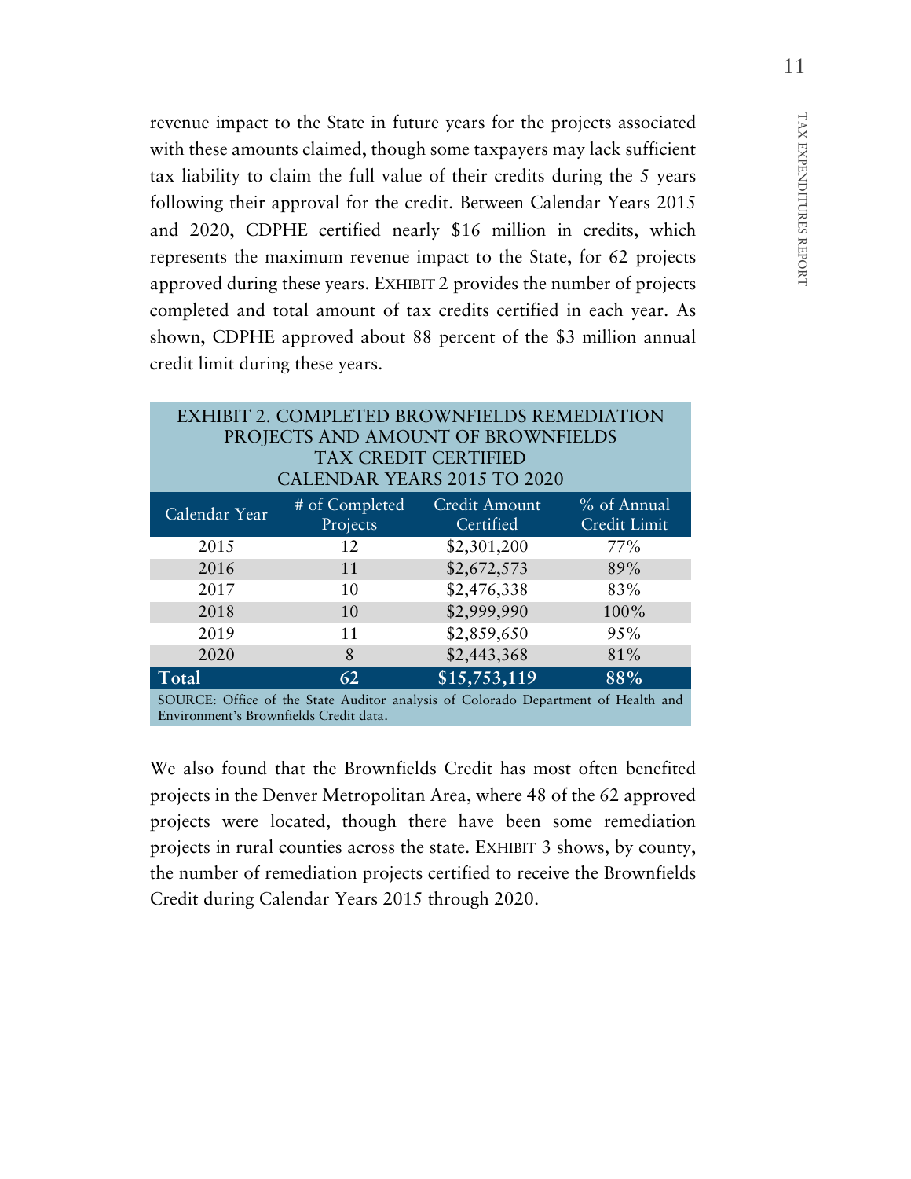revenue impact to the State in future years for the projects associated with these amounts claimed, though some taxpayers may lack sufficient tax liability to claim the full value of their credits during the 5 years following their approval for the credit. Between Calendar Years 2015 and 2020, CDPHE certified nearly $16 million in credits, which represents the maximum revenue impact to the State, for 62 projects approved during these years. EXHIBIT 2 provides the number of projects completed and total amount of tax credits certified in each year. As shown, CDPHE approved about 88 percent of the $3 million annual credit limit during these years.

**EXHIBIT 2. COMPLETED BROWNFIELDS REMEDIATION PROJECTS AND AMOUNT OF BROWNFIELDS TAX CREDIT CERTIFIED CALENDAR YEARS 2015 TO 2020**

| Calendar Year | # of Completed Projects | Credit Amount Certified | % of Annual Credit Limit |
|---|---|---|---|
| 2015 | 12 | $2,301,200 | 77% |
| 2016 | 11 | $2,672,573 | 89% |
| 2017 | 10 | $2,476,338 | 83% |
| 2018 | 10 | $2,999,990 | 100% |
| 2019 | 11 | $2,859,650 | 95% |
| 2020 | 8 | $2,443,368 | 81% |
| **Total** | **62** | **$15,753,119** | **88%** |

SOURCE: Office of the State Auditor analysis of Colorado Department of Health and Environment's Brownfields Credit data.

We also found that the Brownfields Credit has most often benefited projects in the Denver Metropolitan Area, where 48 of the 62 approved projects were located, though there have been some remediation projects in rural counties across the state. EXHIBIT 3 shows, by county, the number of remediation projects certified to receive the Brownfields Credit during Calendar Years 2015 through 2020.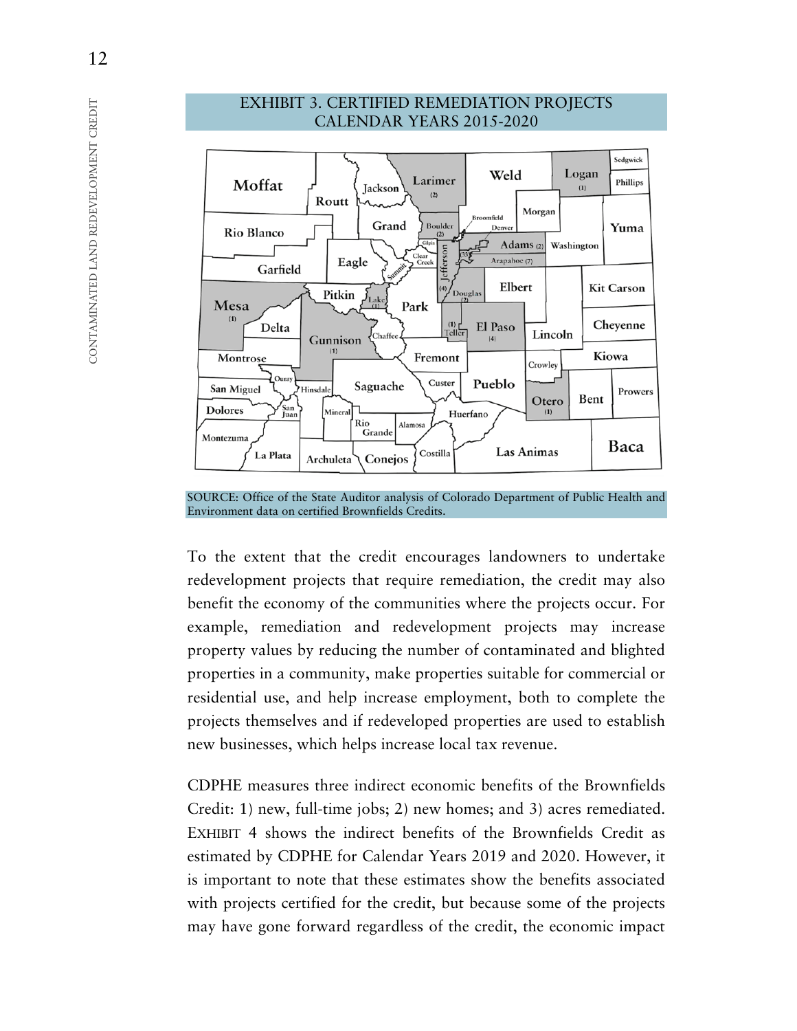EXHIBIT 3. CERTIFIED REMEDIATION PROJECTS CALENDAR YEARS 2015-2020

SOURCE: Office of the State Auditor analysis of Colorado Department of Public Health and Environment data on certified Brownfields Credits.

To the extent that the credit encourages landowners to undertake redevelopment projects that require remediation, the credit may also benefit the economy of the communities where the projects occur. For example, remediation and redevelopment projects may increase property values by reducing the number of contaminated and blighted properties in a community, make properties suitable for commercial or residential use, and help increase employment, both to complete the projects themselves and if redeveloped properties are used to establish new businesses, which helps increase local tax revenue.

CDPHE measures three indirect economic benefits of the Brownfields Credit: 1) new, full-time jobs; 2) new homes; and 3) acres remediated. EXHIBIT 4 shows the indirect benefits of the Brownfields Credit as estimated by CDPHE for Calendar Years 2019 and 2020. However, it is important to note that these estimates show the benefits associated with projects certified for the credit, but because some of the projects may have gone forward regardless of the credit, the economic impact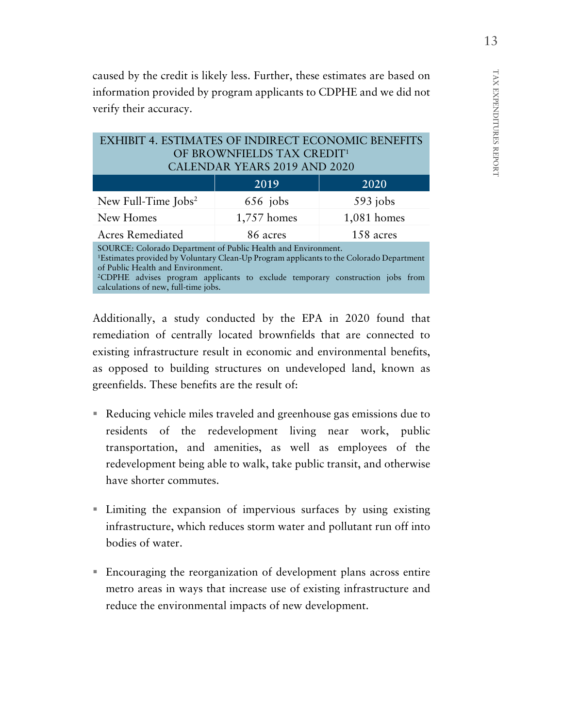caused by the credit is likely less. Further, these estimates are based on information provided by program applicants to CDPHE and we did not verify their accuracy.

EXHIBIT 4. ESTIMATES OF INDIRECT ECONOMIC BENEFITS OF BROWNFIELDS TAX CREDIT[1]
CALENDAR YEARS 2019 AND 2020

| | 2019 | 2020 |
|---|---|---|
| New Full-Time Jobs[2] | 656 jobs | 593 jobs |
| New Homes | 1,757 homes | 1,081 homes |
| Acres Remediated | 86 acres | 158 acres |

SOURCE: Colorado Department of Public Health and Environment.
[1]Estimates provided by Voluntary Clean-Up Program applicants to the Colorado Department of Public Health and Environment.
[2]CDPHE advises program applicants to exclude temporary construction jobs from calculations of new, full-time jobs.

Additionally, a study conducted by the EPA in 2020 found that remediation of centrally located brownfields that are connected to existing infrastructure result in economic and environmental benefits, as opposed to building structures on undeveloped land, known as greenfields. These benefits are the result of:

- Reducing vehicle miles traveled and greenhouse gas emissions due to residents of the redevelopment living near work, public transportation, and amenities, as well as employees of the redevelopment being able to walk, take public transit, and otherwise have shorter commutes.

- Limiting the expansion of impervious surfaces by using existing infrastructure, which reduces storm water and pollutant run off into bodies of water.

- Encouraging the reorganization of development plans across entire metro areas in ways that increase use of existing infrastructure and reduce the environmental impacts of new development.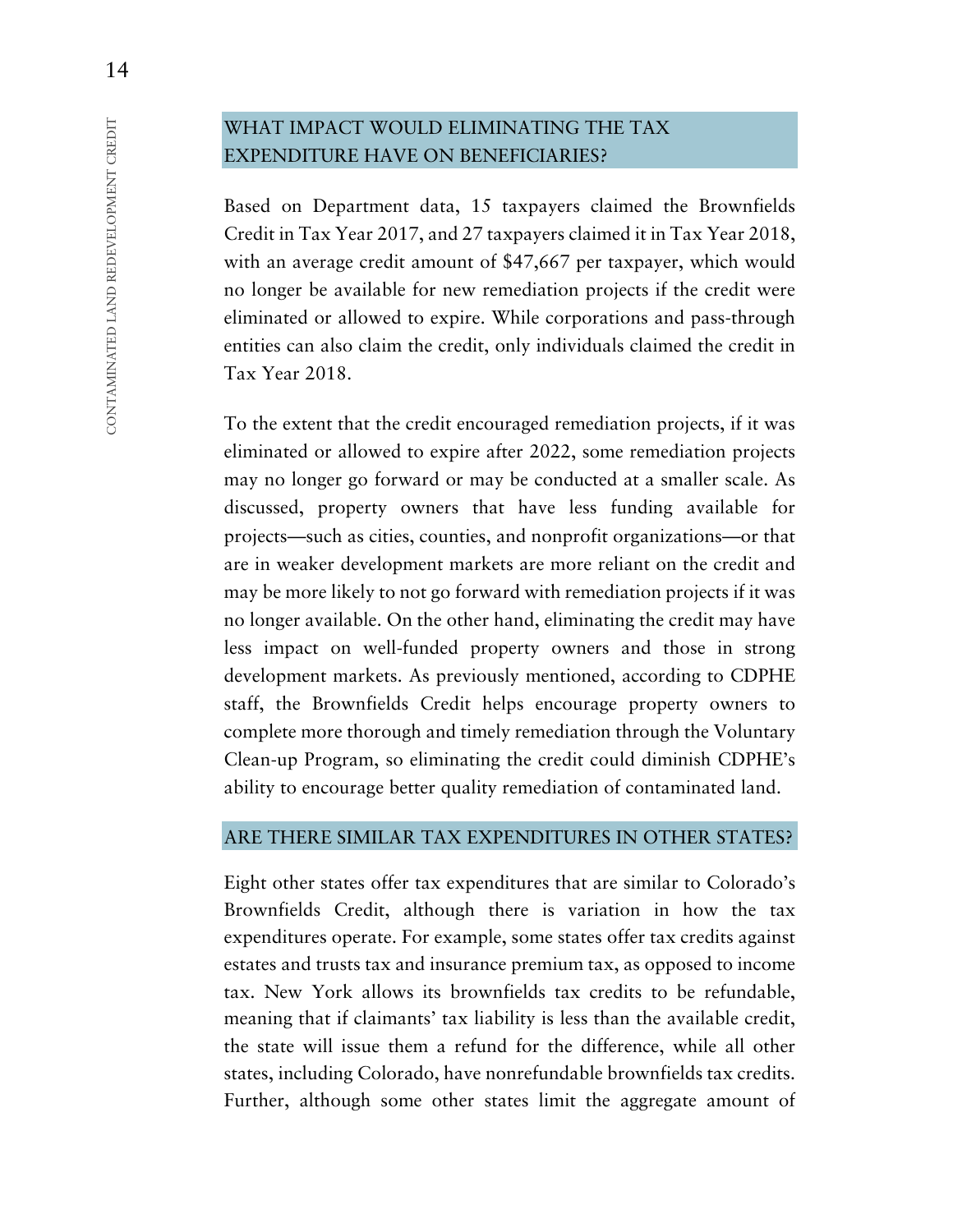## WHAT IMPACT WOULD ELIMINATING THE TAX EXPENDITURE HAVE ON BENEFICIARIES?

Based on Department data, 15 taxpayers claimed the Brownfields Credit in Tax Year 2017, and 27 taxpayers claimed it in Tax Year 2018, with an average credit amount of $47,667 per taxpayer, which would no longer be available for new remediation projects if the credit were eliminated or allowed to expire. While corporations and pass-through entities can also claim the credit, only individuals claimed the credit in Tax Year 2018.

To the extent that the credit encouraged remediation projects, if it was eliminated or allowed to expire after 2022, some remediation projects may no longer go forward or may be conducted at a smaller scale. As discussed, property owners that have less funding available for projects—such as cities, counties, and nonprofit organizations—or that are in weaker development markets are more reliant on the credit and may be more likely to not go forward with remediation projects if it was no longer available. On the other hand, eliminating the credit may have less impact on well-funded property owners and those in strong development markets. As previously mentioned, according to CDPHE staff, the Brownfields Credit helps encourage property owners to complete more thorough and timely remediation through the Voluntary Clean-up Program, so eliminating the credit could diminish CDPHE's ability to encourage better quality remediation of contaminated land.

## ARE THERE SIMILAR TAX EXPENDITURES IN OTHER STATES?

Eight other states offer tax expenditures that are similar to Colorado's Brownfields Credit, although there is variation in how the tax expenditures operate. For example, some states offer tax credits against estates and trusts tax and insurance premium tax, as opposed to income tax. New York allows its brownfields tax credits to be refundable, meaning that if claimants' tax liability is less than the available credit, the state will issue them a refund for the difference, while all other states, including Colorado, have nonrefundable brownfields tax credits. Further, although some other states limit the aggregate amount of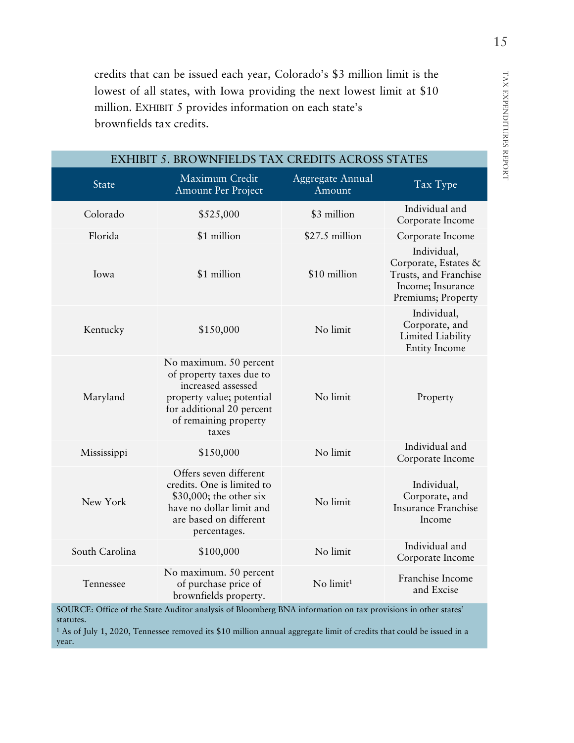credits that can be issued each year, Colorado's $3 million limit is the lowest of all states, with Iowa providing the next lowest limit at $10 million. EXHIBIT 5 provides information on each state's brownfields tax credits.

**EXHIBIT 5. BROWNFIELDS TAX CREDITS ACROSS STATES**

| State | Maximum Credit Amount Per Project | Aggregate Annual Amount | Tax Type |
|---|---|---|---|
| Colorado | $525,000 | $3 million | Individual and Corporate Income |
| Florida | $1 million | $27.5 million | Corporate Income |
| Iowa | $1 million | $10 million | Individual, Corporate, Estates & Trusts, and Franchise Income; Insurance Premiums; Property |
| Kentucky | $150,000 | No limit | Individual, Corporate, and Limited Liability Entity Income |
| Maryland | No maximum. 50 percent of property taxes due to increased assessed property value; potential for additional 20 percent of remaining property taxes | No limit | Property |
| Mississippi | $150,000 | No limit | Individual and Corporate Income |
| New York | Offers seven different credits. One is limited to $30,000; the other six have no dollar limit and are based on different percentages. | No limit | Individual, Corporate, and Insurance Franchise Income |
| South Carolina | $100,000 | No limit | Individual and Corporate Income |
| Tennessee | No maximum. 50 percent of purchase price of brownfields property. | No limit[1] | Franchise Income and Excise |

SOURCE: Office of the State Auditor analysis of Bloomberg BNA information on tax provisions in other states' statutes.

[1] As of July 1, 2020, Tennessee removed its $10 million annual aggregate limit of credits that could be issued in a year.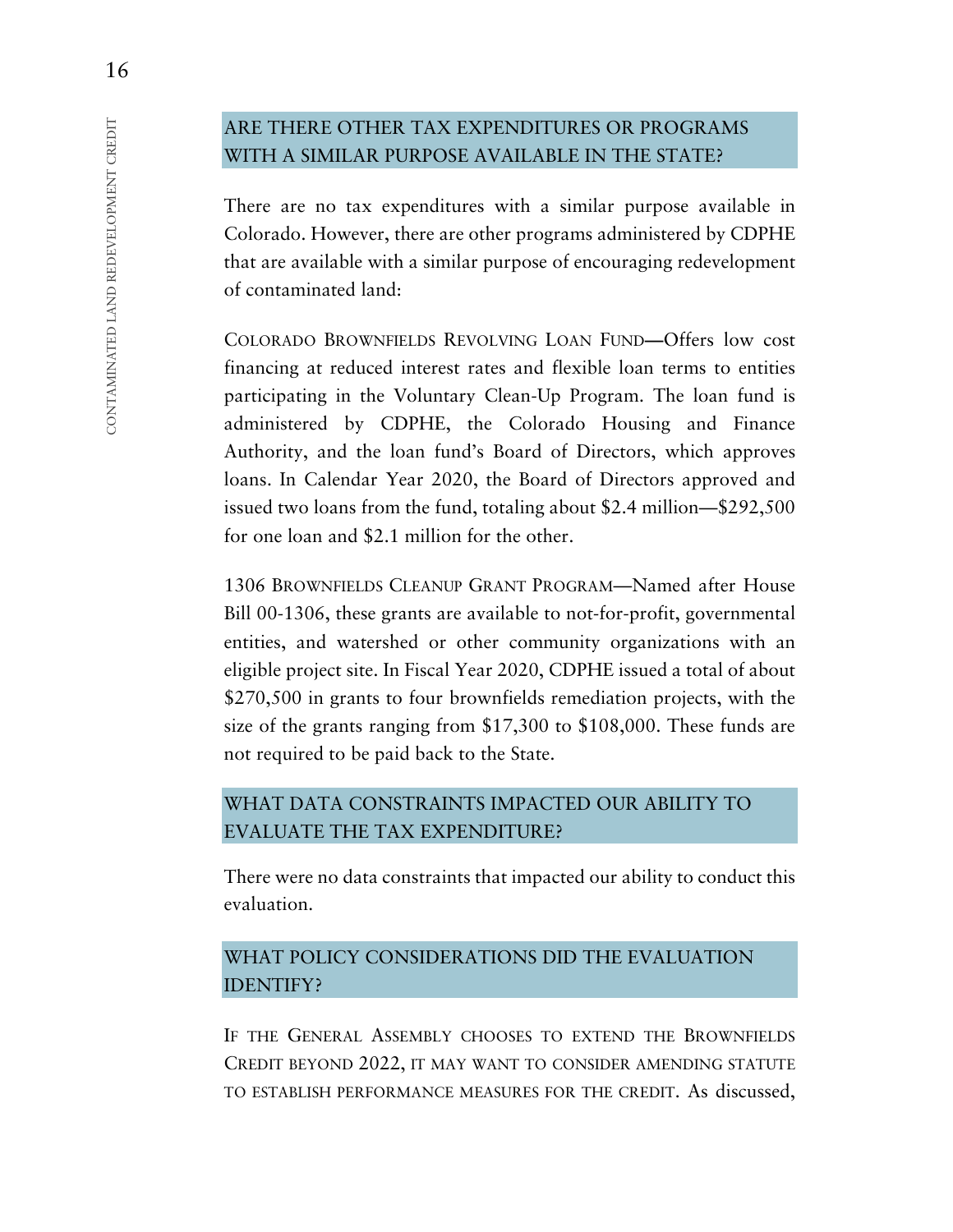## ARE THERE OTHER TAX EXPENDITURES OR PROGRAMS WITH A SIMILAR PURPOSE AVAILABLE IN THE STATE?

There are no tax expenditures with a similar purpose available in Colorado. However, there are other programs administered by CDPHE that are available with a similar purpose of encouraging redevelopment of contaminated land:

COLORADO BROWNFIELDS REVOLVING LOAN FUND—Offers low cost financing at reduced interest rates and flexible loan terms to entities participating in the Voluntary Clean-Up Program. The loan fund is administered by CDPHE, the Colorado Housing and Finance Authority, and the loan fund's Board of Directors, which approves loans. In Calendar Year 2020, the Board of Directors approved and issued two loans from the fund, totaling about $2.4 million—$292,500 for one loan and $2.1 million for the other.

1306 BROWNFIELDS CLEANUP GRANT PROGRAM—Named after House Bill 00-1306, these grants are available to not-for-profit, governmental entities, and watershed or other community organizations with an eligible project site. In Fiscal Year 2020, CDPHE issued a total of about $270,500 in grants to four brownfields remediation projects, with the size of the grants ranging from $17,300 to $108,000. These funds are not required to be paid back to the State.

## WHAT DATA CONSTRAINTS IMPACTED OUR ABILITY TO EVALUATE THE TAX EXPENDITURE?

There were no data constraints that impacted our ability to conduct this evaluation.

## WHAT POLICY CONSIDERATIONS DID THE EVALUATION IDENTIFY?

IF THE GENERAL ASSEMBLY CHOOSES TO EXTEND THE BROWNFIELDS CREDIT BEYOND 2022, IT MAY WANT TO CONSIDER AMENDING STATUTE TO ESTABLISH PERFORMANCE MEASURES FOR THE CREDIT. As discussed,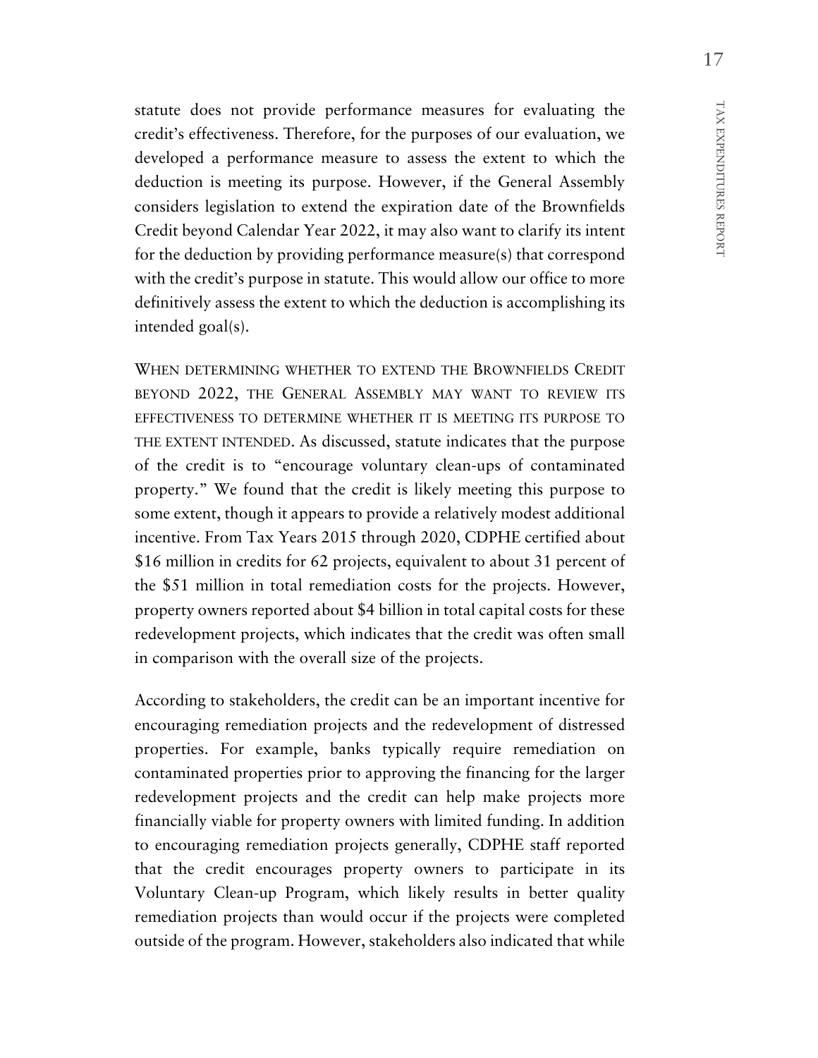statute does not provide performance measures for evaluating the credit's effectiveness. Therefore, for the purposes of our evaluation, we developed a performance measure to assess the extent to which the deduction is meeting its purpose. However, if the General Assembly considers legislation to extend the expiration date of the Brownfields Credit beyond Calendar Year 2022, it may also want to clarify its intent for the deduction by providing performance measure(s) that correspond with the credit's purpose in statute. This would allow our office to more definitively assess the extent to which the deduction is accomplishing its intended goal(s).

WHEN DETERMINING WHETHER TO EXTEND THE BROWNFIELDS CREDIT BEYOND 2022, THE GENERAL ASSEMBLY MAY WANT TO REVIEW ITS EFFECTIVENESS TO DETERMINE WHETHER IT IS MEETING ITS PURPOSE TO THE EXTENT INTENDED. As discussed, statute indicates that the purpose of the credit is to "encourage voluntary clean-ups of contaminated property." We found that the credit is likely meeting this purpose to some extent, though it appears to provide a relatively modest additional incentive. From Tax Years 2015 through 2020, CDPHE certified about $16 million in credits for 62 projects, equivalent to about 31 percent of the $51 million in total remediation costs for the projects. However, property owners reported about $4 billion in total capital costs for these redevelopment projects, which indicates that the credit was often small in comparison with the overall size of the projects.

According to stakeholders, the credit can be an important incentive for encouraging remediation projects and the redevelopment of distressed properties. For example, banks typically require remediation on contaminated properties prior to approving the financing for the larger redevelopment projects and the credit can help make projects more financially viable for property owners with limited funding. In addition to encouraging remediation projects generally, CDPHE staff reported that the credit encourages property owners to participate in its Voluntary Clean-up Program, which likely results in better quality remediation projects than would occur if the projects were completed outside of the program. However, stakeholders also indicated that while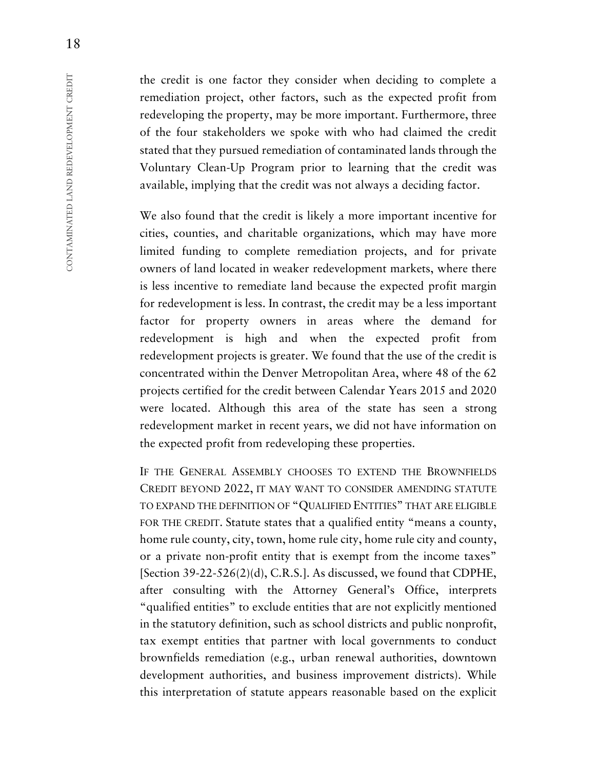the credit is one factor they consider when deciding to complete a remediation project, other factors, such as the expected profit from redeveloping the property, may be more important. Furthermore, three of the four stakeholders we spoke with who had claimed the credit stated that they pursued remediation of contaminated lands through the Voluntary Clean-Up Program prior to learning that the credit was available, implying that the credit was not always a deciding factor.

We also found that the credit is likely a more important incentive for cities, counties, and charitable organizations, which may have more limited funding to complete remediation projects, and for private owners of land located in weaker redevelopment markets, where there is less incentive to remediate land because the expected profit margin for redevelopment is less. In contrast, the credit may be a less important factor for property owners in areas where the demand for redevelopment is high and when the expected profit from redevelopment projects is greater. We found that the use of the credit is concentrated within the Denver Metropolitan Area, where 48 of the 62 projects certified for the credit between Calendar Years 2015 and 2020 were located. Although this area of the state has seen a strong redevelopment market in recent years, we did not have information on the expected profit from redeveloping these properties.

IF THE GENERAL ASSEMBLY CHOOSES TO EXTEND THE BROWNFIELDS CREDIT BEYOND 2022, IT MAY WANT TO CONSIDER AMENDING STATUTE TO EXPAND THE DEFINITION OF "QUALIFIED ENTITIES" THAT ARE ELIGIBLE FOR THE CREDIT. Statute states that a qualified entity "means a county, home rule county, city, town, home rule city, home rule city and county, or a private non-profit entity that is exempt from the income taxes" [Section 39-22-526(2)(d), C.R.S.]. As discussed, we found that CDPHE, after consulting with the Attorney General's Office, interprets "qualified entities" to exclude entities that are not explicitly mentioned in the statutory definition, such as school districts and public nonprofit, tax exempt entities that partner with local governments to conduct brownfields remediation (e.g., urban renewal authorities, downtown development authorities, and business improvement districts). While this interpretation of statute appears reasonable based on the explicit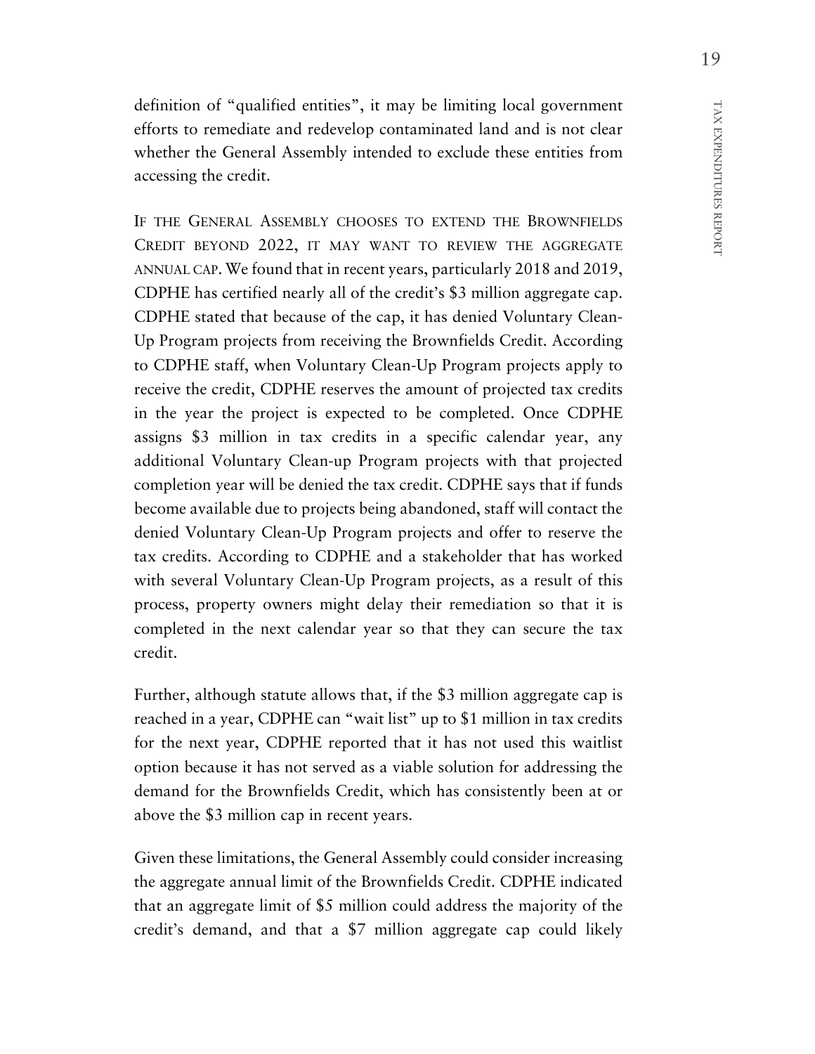definition of "qualified entities", it may be limiting local government efforts to remediate and redevelop contaminated land and is not clear whether the General Assembly intended to exclude these entities from accessing the credit.

IF THE GENERAL ASSEMBLY CHOOSES TO EXTEND THE BROWNFIELDS CREDIT BEYOND 2022, IT MAY WANT TO REVIEW THE AGGREGATE ANNUAL CAP. We found that in recent years, particularly 2018 and 2019, CDPHE has certified nearly all of the credit's $3 million aggregate cap. CDPHE stated that because of the cap, it has denied Voluntary Clean-Up Program projects from receiving the Brownfields Credit. According to CDPHE staff, when Voluntary Clean-Up Program projects apply to receive the credit, CDPHE reserves the amount of projected tax credits in the year the project is expected to be completed. Once CDPHE assigns $3 million in tax credits in a specific calendar year, any additional Voluntary Clean-up Program projects with that projected completion year will be denied the tax credit. CDPHE says that if funds become available due to projects being abandoned, staff will contact the denied Voluntary Clean-Up Program projects and offer to reserve the tax credits. According to CDPHE and a stakeholder that has worked with several Voluntary Clean-Up Program projects, as a result of this process, property owners might delay their remediation so that it is completed in the next calendar year so that they can secure the tax credit.

Further, although statute allows that, if the $3 million aggregate cap is reached in a year, CDPHE can "wait list" up to $1 million in tax credits for the next year, CDPHE reported that it has not used this waitlist option because it has not served as a viable solution for addressing the demand for the Brownfields Credit, which has consistently been at or above the $3 million cap in recent years.

Given these limitations, the General Assembly could consider increasing the aggregate annual limit of the Brownfields Credit. CDPHE indicated that an aggregate limit of $5 million could address the majority of the credit's demand, and that a $7 million aggregate cap could likely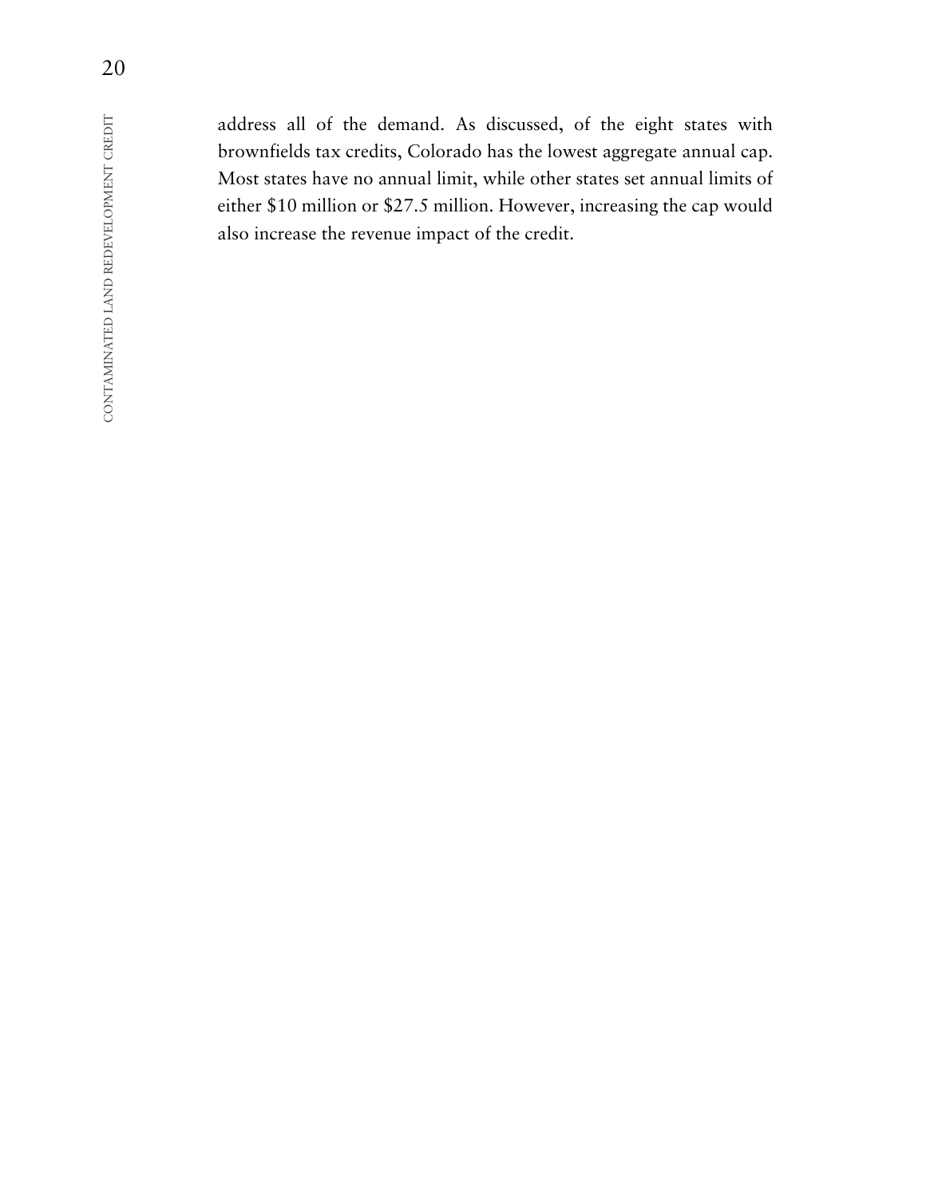address all of the demand. As discussed, of the eight states with brownfields tax credits, Colorado has the lowest aggregate annual cap. Most states have no annual limit, while other states set annual limits of either $10 million or $27.5 million. However, increasing the cap would also increase the revenue impact of the credit.